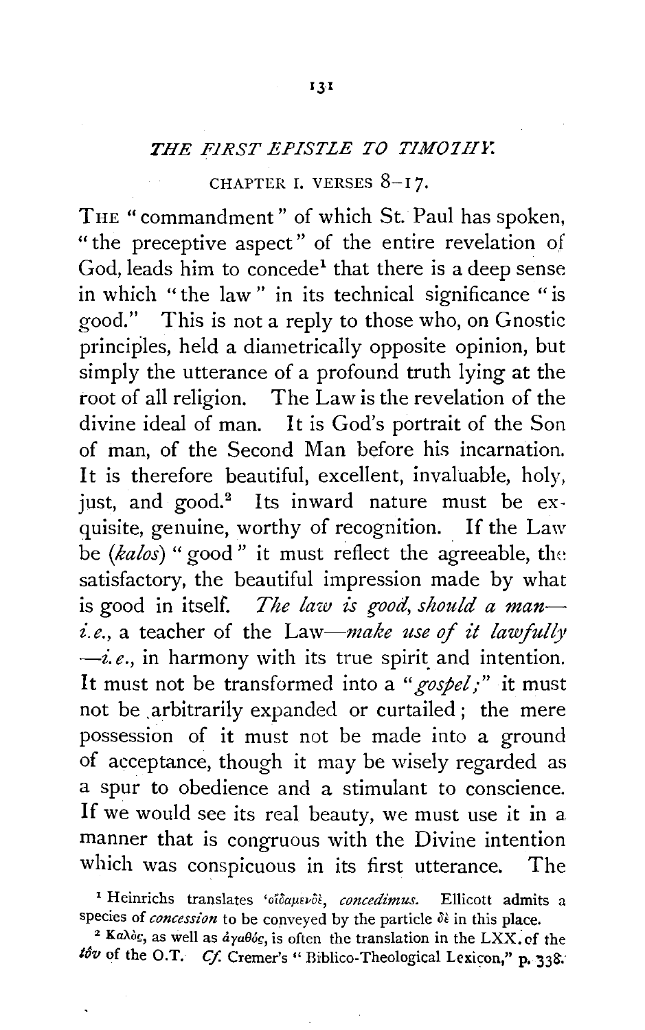## *THE FIRST EPISTLE TO TIMOTHY.*

### CHAPTER I. VERSES 8–17.

THE "commandment" of which St. Paul has spoken, "the preceptive aspect" of the entire revelation of God, leads him to concede[1] that there is a deep sense in which "the law" in its technical significance "is good." This is not a reply to those who, on Gnostic principles, held a diametrically opposite opinion, but simply the utterance of a profound truth lying at the root of all religion. The Law is the revelation of the divine ideal of man. It is God's portrait of the Son of man, of the Second Man before his incarnation. It is therefore beautiful, excellent, invaluable, holy, just, and good.[2] Its inward nature must be exquisite, genuine, worthy of recognition. If the Law be (*kalos*) "good" it must reflect the agreeable, the satisfactory, the beautiful impression made by what is good in itself. *The law is good, should a man—* *i.e.*, a teacher of the Law—*make use of it lawfully* —*i.e.*, in harmony with its true spirit and intention. It must not be transformed into a "*gospel;*" it must not be arbitrarily expanded or curtailed; the mere possession of it must not be made into a ground of acceptance, though it may be wisely regarded as a spur to obedience and a stimulant to conscience. If we would see its real beauty, we must use it in a manner that is congruous with the Divine intention which was conspicuous in its first utterance. The

[1] Heinrichs translates 'οἴδαμεν δὲ, *concedimus*. Ellicott admits a species of *concession* to be conveyed by the particle δὲ in this place.

[2] Καλὸς, as well as ἀγαθός, is often the translation in the LXX. of the *tôv* of the O.T. *Cf.* Cremer's "Biblico-Theological Lexicon," p. 338.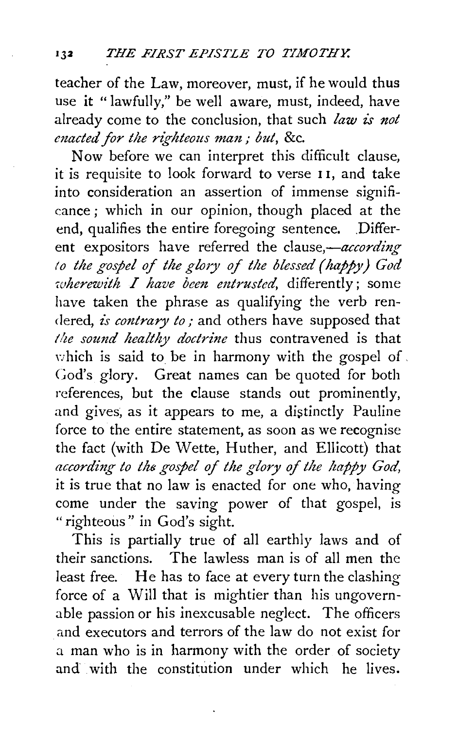teacher of the Law, moreover, must, if he would thus use it "lawfully," be well aware, must, indeed, have already come to the conclusion, that such *law is not enacted for the righteous man; but*, &c.

Now before we can interpret this difficult clause, it is requisite to look forward to verse 11, and take into consideration an assertion of immense significance; which in our opinion, though placed at the end, qualifies the entire foregoing sentence. Different expositors have referred the clause,—*according to the gospel of the glory of the blessed (happy) God wherewith I have been entrusted*, differently; some have taken the phrase as qualifying the verb rendered, *is contrary to;* and others have supposed that *the sound healthy doctrine* thus contravened is that which is said to be in harmony with the gospel of God's glory. Great names can be quoted for both references, but the clause stands out prominently, and gives, as it appears to me, a distinctly Pauline force to the entire statement, as soon as we recognise the fact (with De Wette, Huther, and Ellicott) that *according to the gospel of the glory of the happy God*, it is true that no law is enacted for one who, having come under the saving power of that gospel, is "righteous" in God's sight.

This is partially true of all earthly laws and of their sanctions. The lawless man is of all men the least free. He has to face at every turn the clashing force of a Will that is mightier than his ungovernable passion or his inexcusable neglect. The officers and executors and terrors of the law do not exist for a man who is in harmony with the order of society and with the constitution under which he lives.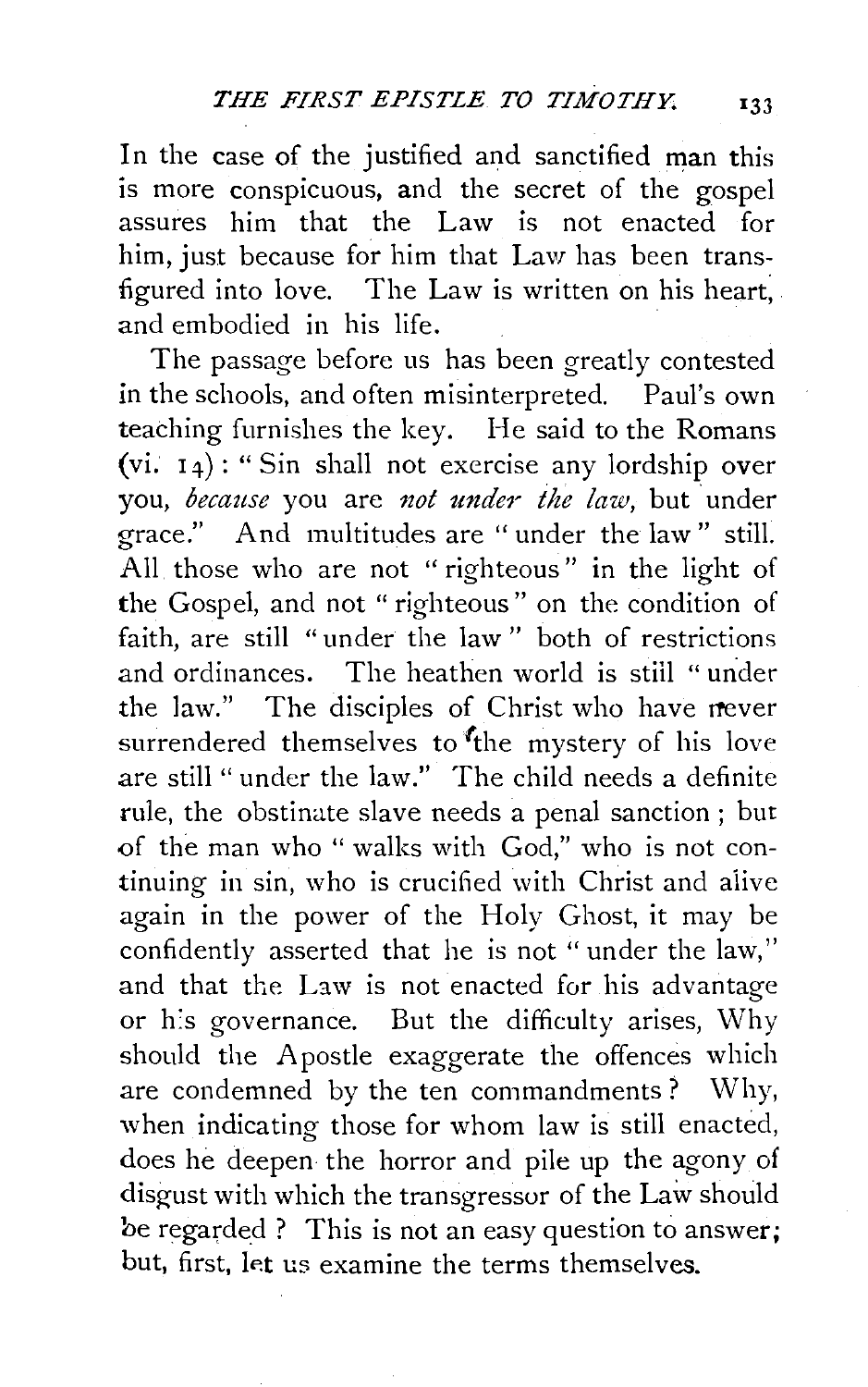In the case of the justified and sanctified man this is more conspicuous, and the secret of the gospel assures him that the Law is not enacted for him, just because for him that Law has been transfigured into love. The Law is written on his heart, and embodied in his life.

The passage before us has been greatly contested in the schools, and often misinterpreted. Paul's own teaching furnishes the key. He said to the Romans (vi. 14): "Sin shall not exercise any lordship over you, *because* you are *not under the law,* but under grace." And multitudes are "under the law" still. All those who are not "righteous" in the light of the Gospel, and not "righteous" on the condition of faith, are still "under the law" both of restrictions and ordinances. The heathen world is still "under the law." The disciples of Christ who have never surrendered themselves to the mystery of his love are still "under the law." The child needs a definite rule, the obstinate slave needs a penal sanction; but of the man who "walks with God," who is not continuing in sin, who is crucified with Christ and alive again in the power of the Holy Ghost, it may be confidently asserted that he is not "under the law," and that the Law is not enacted for his advantage or his governance. But the difficulty arises, Why should the Apostle exaggerate the offences which are condemned by the ten commandments? Why, when indicating those for whom law is still enacted, does he deepen the horror and pile up the agony of disgust with which the transgressor of the Law should be regarded? This is not an easy question to answer; but, first, let us examine the terms themselves.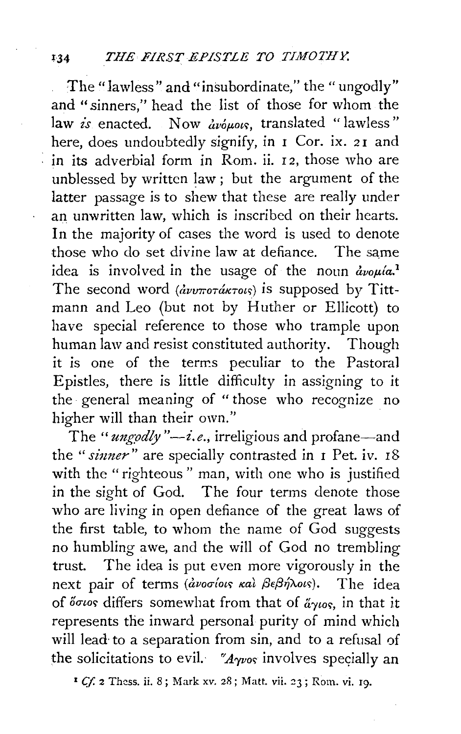The "lawless" and "insubordinate," the "ungodly" and "sinners," head the list of those for whom the law *is* enacted. Now ἀνόμοις, translated "lawless" here, does undoubtedly signify, in 1 Cor. ix. 21 and in its adverbial form in Rom. ii. 12, those who are unblessed by written law; but the argument of the latter passage is to shew that these are really under an unwritten law, which is inscribed on their hearts. In the majority of cases the word is used to denote those who do set divine law at defiance. The same idea is involved in the usage of the noun ἀνομία.[1] The second word (ἀνυποτάκτοις) is supposed by Tittmann and Leo (but not by Huther or Ellicott) to have special reference to those who trample upon human law and resist constituted authority. Though it is one of the terms peculiar to the Pastoral Epistles, there is little difficulty in assigning to it the general meaning of "those who recognize no higher will than their own."

The "*ungodly*"—*i.e.*, irreligious and profane—and the "*sinner*" are specially contrasted in 1 Pet. iv. 18 with the "righteous" man, with one who is justified in the sight of God. The four terms denote those who are living in open defiance of the great laws of the first table, to whom the name of God suggests no humbling awe, and the will of God no trembling trust. The idea is put even more vigorously in the next pair of terms (ἀνοσίοις καὶ βεβήλοις). The idea of ὅσιος differs somewhat from that of ἅγιος, in that it represents the inward personal purity of mind which will lead to a separation from sin, and to a refusal of the solicitations to evil. Ἅγνος involves specially an

[1] *Cf.* 2 Thess. ii. 8; Mark xv. 28; Matt. vii. 23; Rom. vi. 19.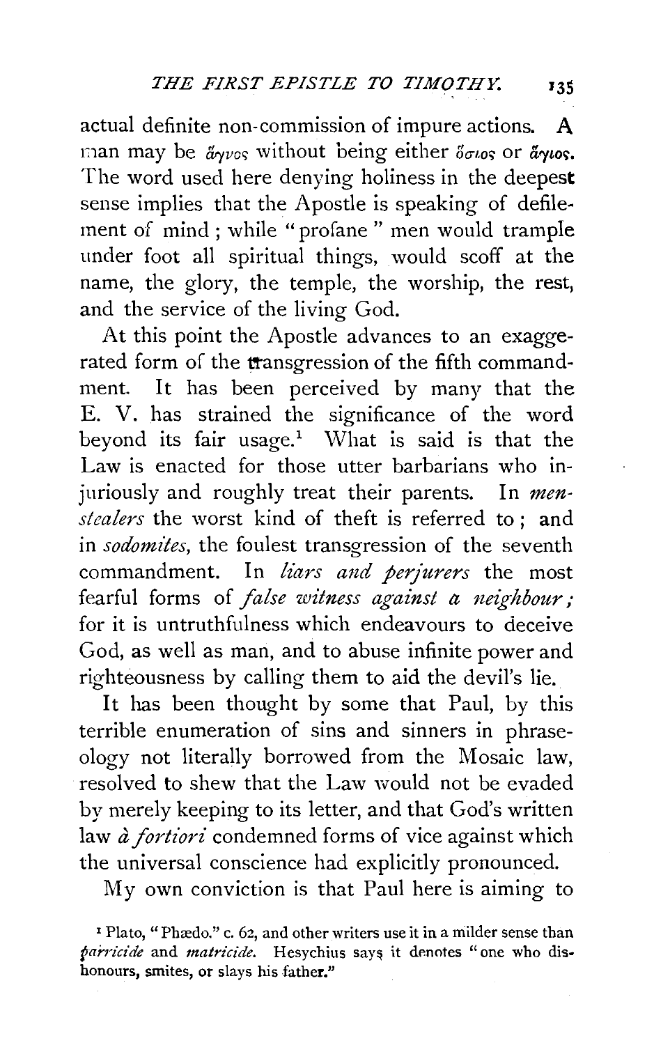actual definite non-commission of impure actions. A man may be ἁγνός without being either ὅσιος or ἅγιος. The word used here denying holiness in the deepest sense implies that the Apostle is speaking of defilement of mind; while "profane" men would trample under foot all spiritual things, would scoff at the name, the glory, the temple, the worship, the rest, and the service of the living God.

At this point the Apostle advances to an exaggerated form of the transgression of the fifth commandment. It has been perceived by many that the E. V. has strained the significance of the word beyond its fair usage.[1] What is said is that the Law is enacted for those utter barbarians who injuriously and roughly treat their parents. In *men-stealers* the worst kind of theft is referred to; and in *sodomites*, the foulest transgression of the seventh commandment. In *liars and perjurers* the most fearful forms of *false witness against a neighbour;* for it is untruthfulness which endeavours to deceive God, as well as man, and to abuse infinite power and righteousness by calling them to aid the devil's lie.

It has been thought by some that Paul, by this terrible enumeration of sins and sinners in phraseology not literally borrowed from the Mosaic law, resolved to shew that the Law would not be evaded by merely keeping to its letter, and that God's written law *à fortiori* condemned forms of vice against which the universal conscience had explicitly pronounced.

My own conviction is that Paul here is aiming to

[1] Plato, "Phædo." c. 62, and other writers use it in a milder sense than *parricide* and *matricide*. Hesychius says it denotes "one who dishonours, smites, or slays his father."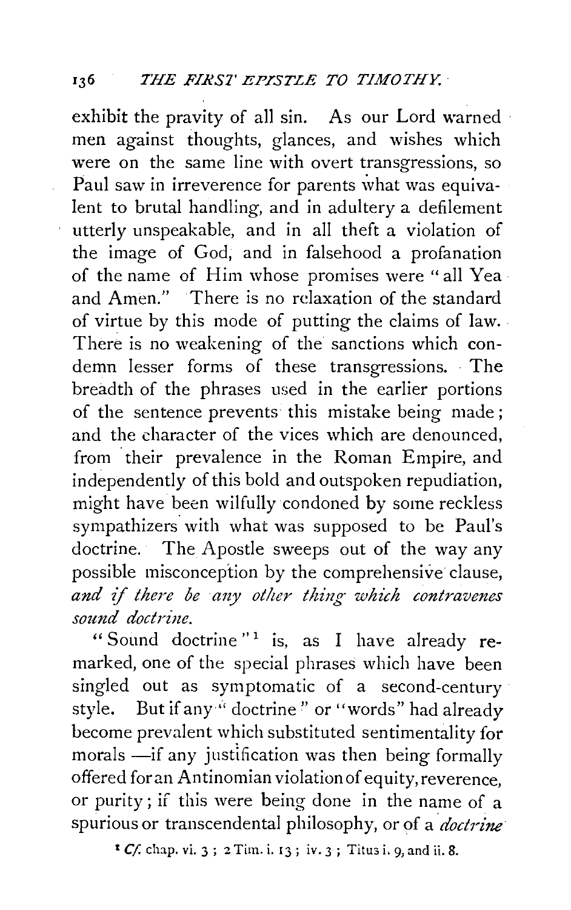exhibit the pravity of all sin. As our Lord warned men against thoughts, glances, and wishes which were on the same line with overt transgressions, so Paul saw in irreverence for parents what was equivalent to brutal handling, and in adultery a defilement utterly unspeakable, and in all theft a violation of the image of God, and in falsehood a profanation of the name of Him whose promises were "all Yea and Amen." There is no relaxation of the standard of virtue by this mode of putting the claims of law. There is no weakening of the sanctions which condemn lesser forms of these transgressions. The breadth of the phrases used in the earlier portions of the sentence prevents this mistake being made; and the character of the vices which are denounced, from their prevalence in the Roman Empire, and independently of this bold and outspoken repudiation, might have been wilfully condoned by some reckless sympathizers with what was supposed to be Paul's doctrine. The Apostle sweeps out of the way any possible misconception by the comprehensive clause, *and if there be any other thing which contravenes sound doctrine.*

"Sound doctrine"[1] is, as I have already remarked, one of the special phrases which have been singled out as symptomatic of a second-century style. But if any "doctrine" or "words" had already become prevalent which substituted sentimentality for morals —if any justification was then being formally offered for an Antinomian violation of equity, reverence, or purity; if this were being done in the name of a spurious or transcendental philosophy, or of a *doctrine*

[1] *Cf.* chap. vi. 3; 2 Tim. i. 13; iv. 3; Titus i. 9, and ii. 8.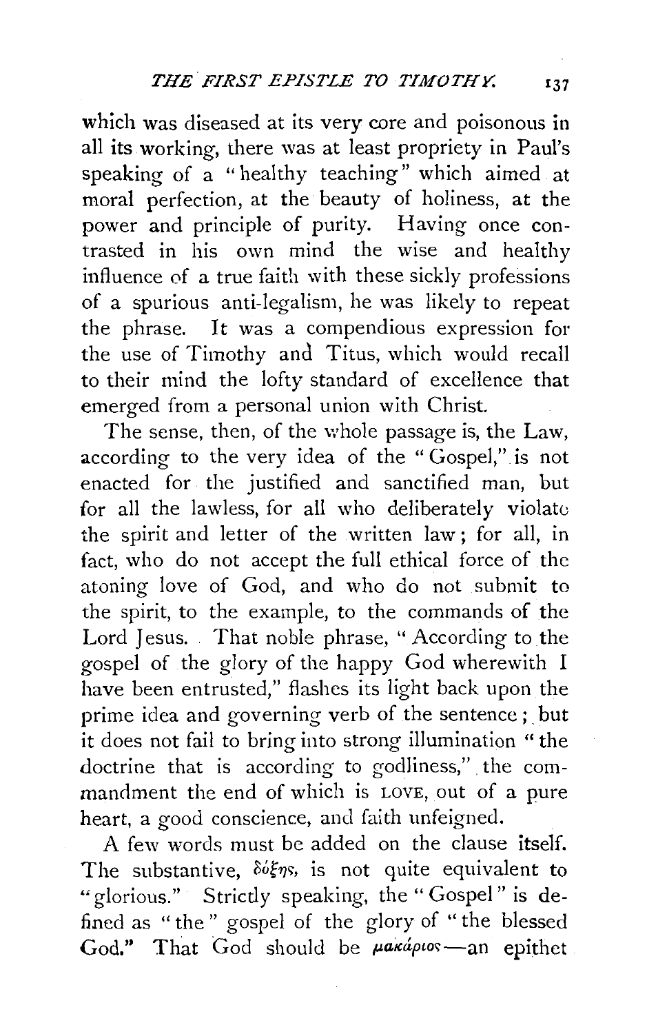which was diseased at its very core and poisonous in all its working, there was at least propriety in Paul's speaking of a "healthy teaching" which aimed at moral perfection, at the beauty of holiness, at the power and principle of purity. Having once contrasted in his own mind the wise and healthy influence of a true faith with these sickly professions of a spurious anti-legalism, he was likely to repeat the phrase. It was a compendious expression for the use of Timothy and Titus, which would recall to their mind the lofty standard of excellence that emerged from a personal union with Christ.

The sense, then, of the whole passage is, the Law, according to the very idea of the "Gospel," is not enacted for the justified and sanctified man, but for all the lawless, for all who deliberately violate the spirit and letter of the written law; for all, in fact, who do not accept the full ethical force of the atoning love of God, and who do not submit to the spirit, to the example, to the commands of the Lord Jesus. That noble phrase, "According to the gospel of the glory of the happy God wherewith I have been entrusted," flashes its light back upon the prime idea and governing verb of the sentence; but it does not fail to bring into strong illumination "the doctrine that is according to godliness," the commandment the end of which is LOVE, out of a pure heart, a good conscience, and faith unfeigned.

A few words must be added on the clause itself. The substantive, δόξης, is not quite equivalent to "glorious." Strictly speaking, the "Gospel" is defined as "the" gospel of the glory of "the blessed God." That God should be *μακάριος*—an epithet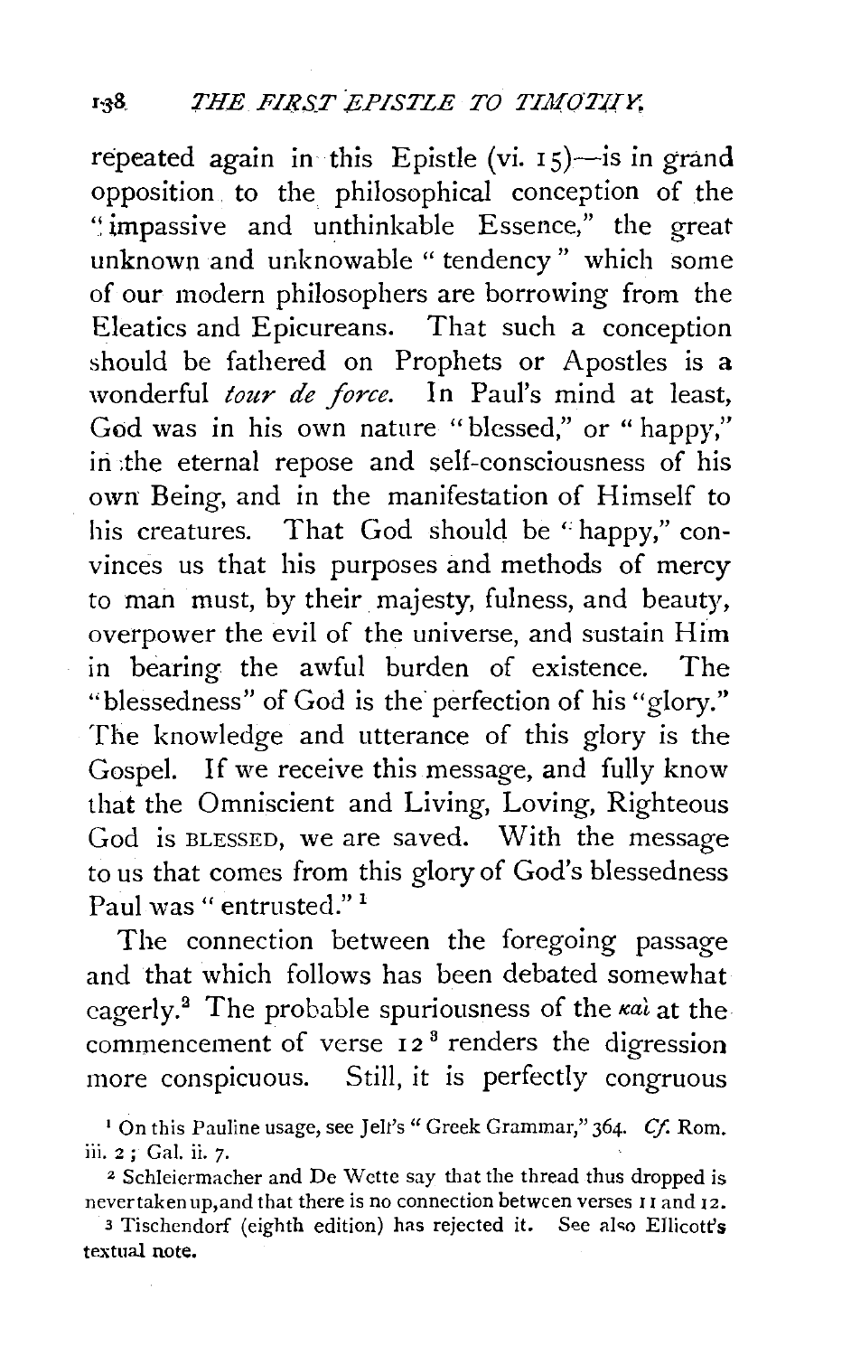repeated again in this Epistle (vi. 15)—is in grand opposition to the philosophical conception of the "impassive and unthinkable Essence," the great unknown and unknowable "tendency" which some of our modern philosophers are borrowing from the Eleatics and Epicureans. That such a conception should be fathered on Prophets or Apostles is a wonderful *tour de force*. In Paul's mind at least, God was in his own nature "blessed," or "happy," in the eternal repose and self-consciousness of his own Being, and in the manifestation of Himself to his creatures. That God should be "happy," convinces us that his purposes and methods of mercy to man must, by their majesty, fulness, and beauty, overpower the evil of the universe, and sustain Him in bearing the awful burden of existence. The "blessedness" of God is the perfection of his "glory." The knowledge and utterance of this glory is the Gospel. If we receive this message, and fully know that the Omniscient and Living, Loving, Righteous God is BLESSED, we are saved. With the message to us that comes from this glory of God's blessedness Paul was "entrusted."[1]

The connection between the foregoing passage and that which follows has been debated somewhat eagerly.[2] The probable spuriousness of the καὶ at the commencement of verse 12[3] renders the digression more conspicuous. Still, it is perfectly congruous

[1] On this Pauline usage, see Jelf's "Greek Grammar," 364. *Cf.* Rom. iii. 2; Gal. ii. 7.

[2] Schleiermacher and De Wette say that the thread thus dropped is never taken up, and that there is no connection between verses 11 and 12.

[3] Tischendorf (eighth edition) has rejected it. See also Ellicott's textual note.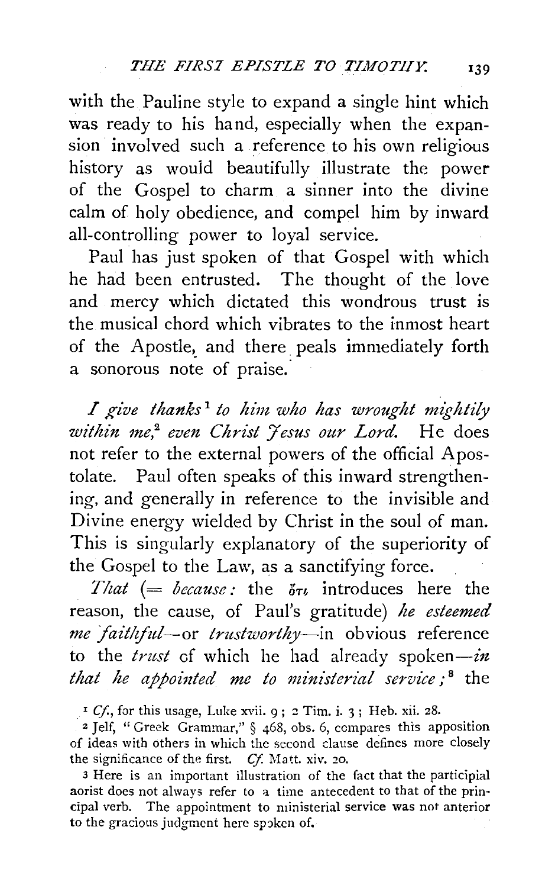with the Pauline style to expand a single hint which was ready to his hand, especially when the expansion involved such a reference to his own religious history as would beautifully illustrate the power of the Gospel to charm a sinner into the divine calm of holy obedience, and compel him by inward all-controlling power to loyal service.

Paul has just spoken of that Gospel with which he had been entrusted. The thought of the love and mercy which dictated this wondrous trust is the musical chord which vibrates to the inmost heart of the Apostle, and there peals immediately forth a sonorous note of praise.

*I give thanks*[1] *to him who has wrought mightily within me,*[2] *even Christ Jesus our Lord.* He does not refer to the external powers of the official Apostolate. Paul often speaks of this inward strengthening, and generally in reference to the invisible and Divine energy wielded by Christ in the soul of man. This is singularly explanatory of the superiority of the Gospel to the Law, as a sanctifying force.

*That* (= *because:* the ὅτι introduces here the reason, the cause, of Paul's gratitude) *he esteemed me faithful*—or *trustworthy*—in obvious reference to the *trust* of which he had already spoken—*in that he appointed me to ministerial service;*[3] the

[1] *Cf.*, for this usage, Luke xvii. 9; 2 Tim. i. 3; Heb. xii. 28.

[2] Jelf, "Greek Grammar," § 468, obs. 6, compares this apposition of ideas with others in which the second clause defines more closely the significance of the first. *Cf.* Matt. xiv. 20.

[3] Here is an important illustration of the fact that the participial aorist does not always refer to a time antecedent to that of the principal verb. The appointment to ministerial service was not anterior to the gracious judgment here spoken of.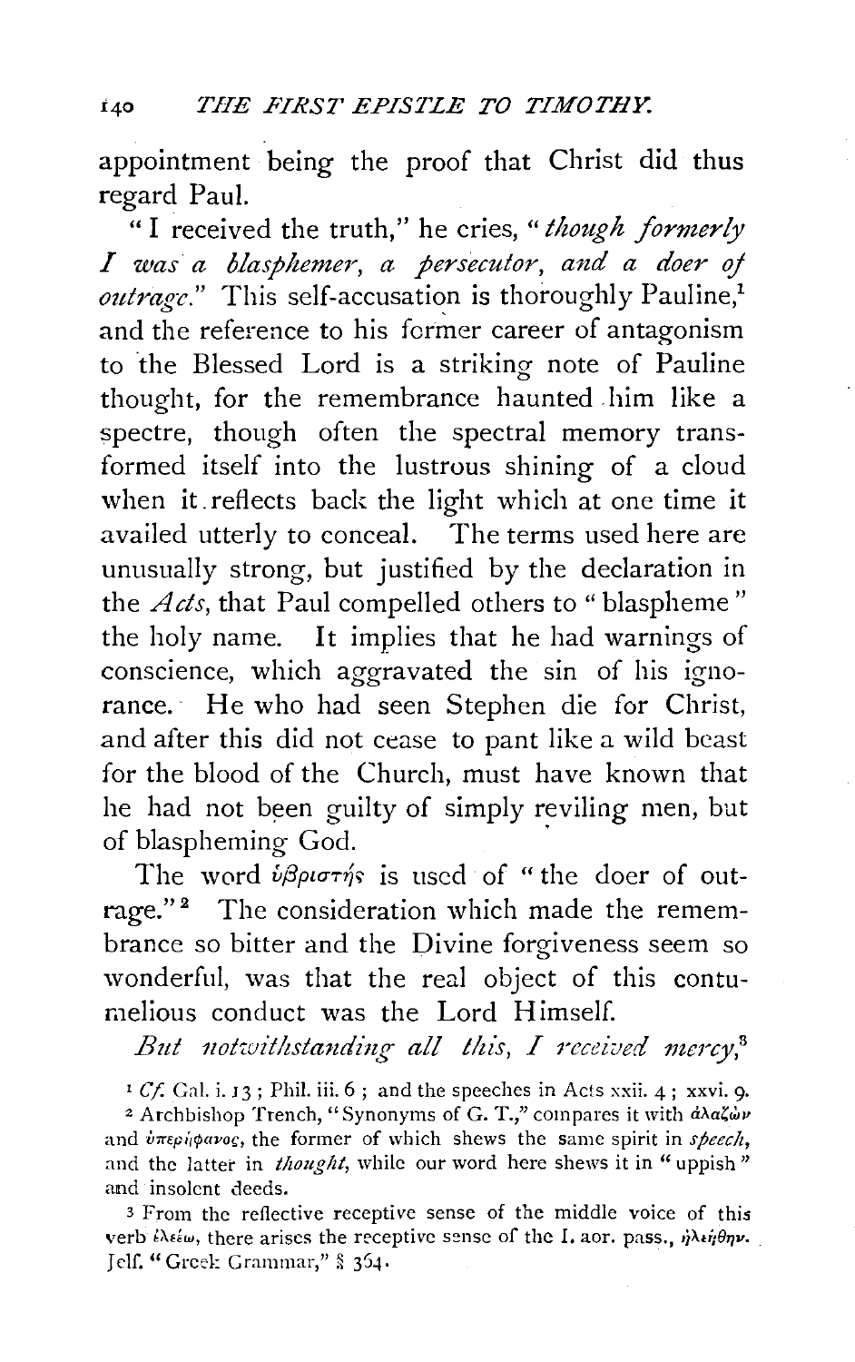appointment being the proof that Christ did thus regard Paul.

"I received the truth," he cries, "*though formerly I was a blasphemer, a persecutor, and a doer of outrage.*" This self-accusation is thoroughly Pauline,[1] and the reference to his former career of antagonism to the Blessed Lord is a striking note of Pauline thought, for the remembrance haunted him like a spectre, though often the spectral memory transformed itself into the lustrous shining of a cloud when it reflects back the light which at one time it availed utterly to conceal. The terms used here are unusually strong, but justified by the declaration in the *Acts*, that Paul compelled others to "blaspheme" the holy name. It implies that he had warnings of conscience, which aggravated the sin of his ignorance. He who had seen Stephen die for Christ, and after this did not cease to pant like a wild beast for the blood of the Church, must have known that he had not been guilty of simply reviling men, but of blaspheming God.

The word ὑβριστής is used of "the doer of outrage."[2] The consideration which made the remembrance so bitter and the Divine forgiveness seem so wonderful, was that the real object of this contumelious conduct was the Lord Himself.

*But notwithstanding all this, I received mercy*,[3]

[1] *Cf.* Gal. i. 13; Phil. iii. 6; and the speeches in Acts xxii. 4; xxvi. 9.

[2] Archbishop Trench, "Synonyms of G. T.," compares it with ἀλαζὼν and ὑπερήφανος, the former of which shews the same spirit in *speech*, and the latter in *thought*, while our word here shews it in "uppish" and insolent deeds.

[3] From the reflective receptive sense of the middle voice of this verb ἐλεέω, there arises the receptive sense of the I. aor. pass., ἠλεήθην. Jelf. "Greek Grammar," § 364.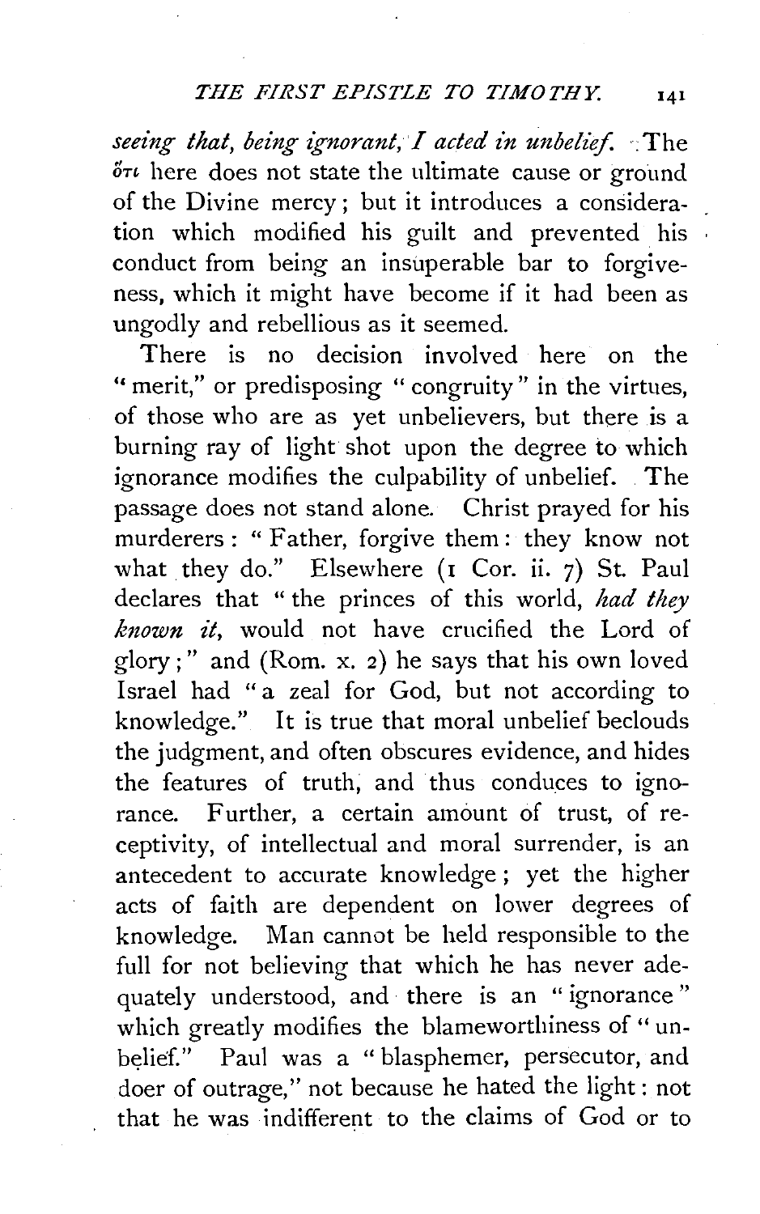*seeing that, being ignorant, I acted in unbelief.* The ὅτι here does not state the ultimate cause or ground of the Divine mercy; but it introduces a consideration which modified his guilt and prevented his conduct from being an insuperable bar to forgiveness, which it might have become if it had been as ungodly and rebellious as it seemed.

There is no decision involved here on the "merit," or predisposing "congruity" in the virtues, of those who are as yet unbelievers, but there is a burning ray of light shot upon the degree to which ignorance modifies the culpability of unbelief. The passage does not stand alone. Christ prayed for his murderers: "Father, forgive them: they know not what they do." Elsewhere (1 Cor. ii. 7) St. Paul declares that "the princes of this world, *had they known it,* would not have crucified the Lord of glory;" and (Rom. x. 2) he says that his own loved Israel had "a zeal for God, but not according to knowledge." It is true that moral unbelief beclouds the judgment, and often obscures evidence, and hides the features of truth, and thus conduces to ignorance. Further, a certain amount of trust, of receptivity, of intellectual and moral surrender, is an antecedent to accurate knowledge; yet the higher acts of faith are dependent on lower degrees of knowledge. Man cannot be held responsible to the full for not believing that which he has never adequately understood, and there is an "ignorance" which greatly modifies the blameworthiness of "unbelief." Paul was a "blasphemer, persecutor, and doer of outrage," not because he hated the light: not that he was indifferent to the claims of God or to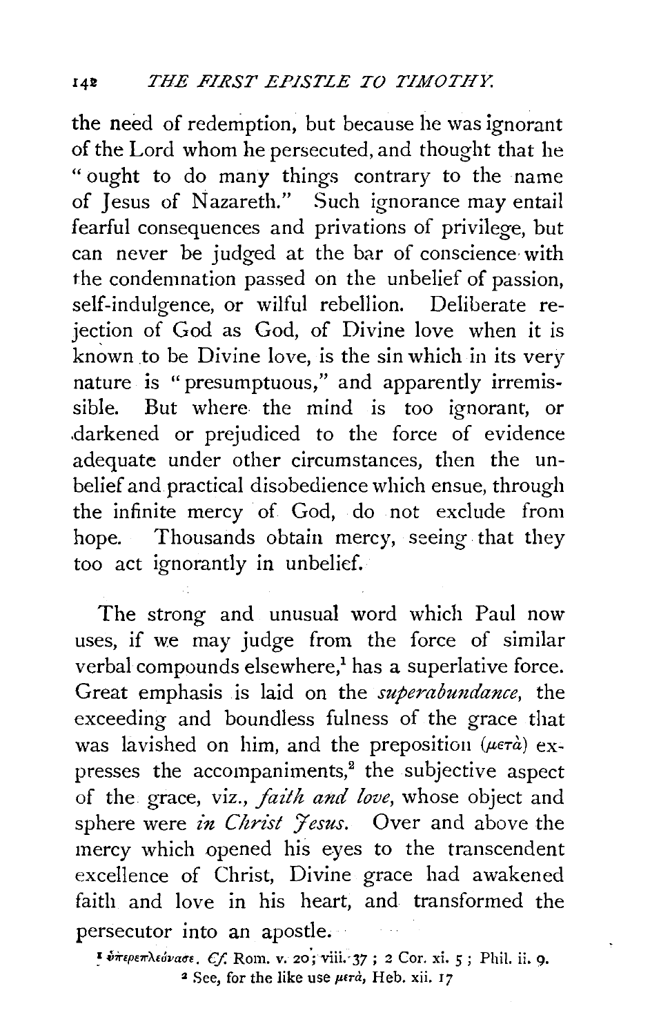the need of redemption, but because he was ignorant of the Lord whom he persecuted, and thought that he "ought to do many things contrary to the name of Jesus of Nazareth." Such ignorance may entail fearful consequences and privations of privilege, but can never be judged at the bar of conscience with the condemnation passed on the unbelief of passion, self-indulgence, or wilful rebellion. Deliberate rejection of God as God, of Divine love when it is known to be Divine love, is the sin which in its very nature is "presumptuous," and apparently irremissible. But where the mind is too ignorant, or darkened or prejudiced to the force of evidence adequate under other circumstances, then the unbelief and practical disobedience which ensue, through the infinite mercy of God, do not exclude from hope. Thousands obtain mercy, seeing that they too act ignorantly in unbelief.

The strong and unusual word which Paul now uses, if we may judge from the force of similar verbal compounds elsewhere,[1] has a superlative force. Great emphasis is laid on the *superabundance*, the exceeding and boundless fulness of the grace that was lavished on him, and the preposition (μετὰ) expresses the accompaniments,[2] the subjective aspect of the grace, viz., *faith and love*, whose object and sphere were *in Christ Jesus*. Over and above the mercy which opened his eyes to the transcendent excellence of Christ, Divine grace had awakened faith and love in his heart, and transformed the persecutor into an apostle.

[1] ὑπερεπλεόνασε. *Cf.* Rom. v. 20; viii. 37; 2 Cor. xi. 5; Phil. ii. 9.

[2] See, for the like use μετὰ, Heb. xii. 17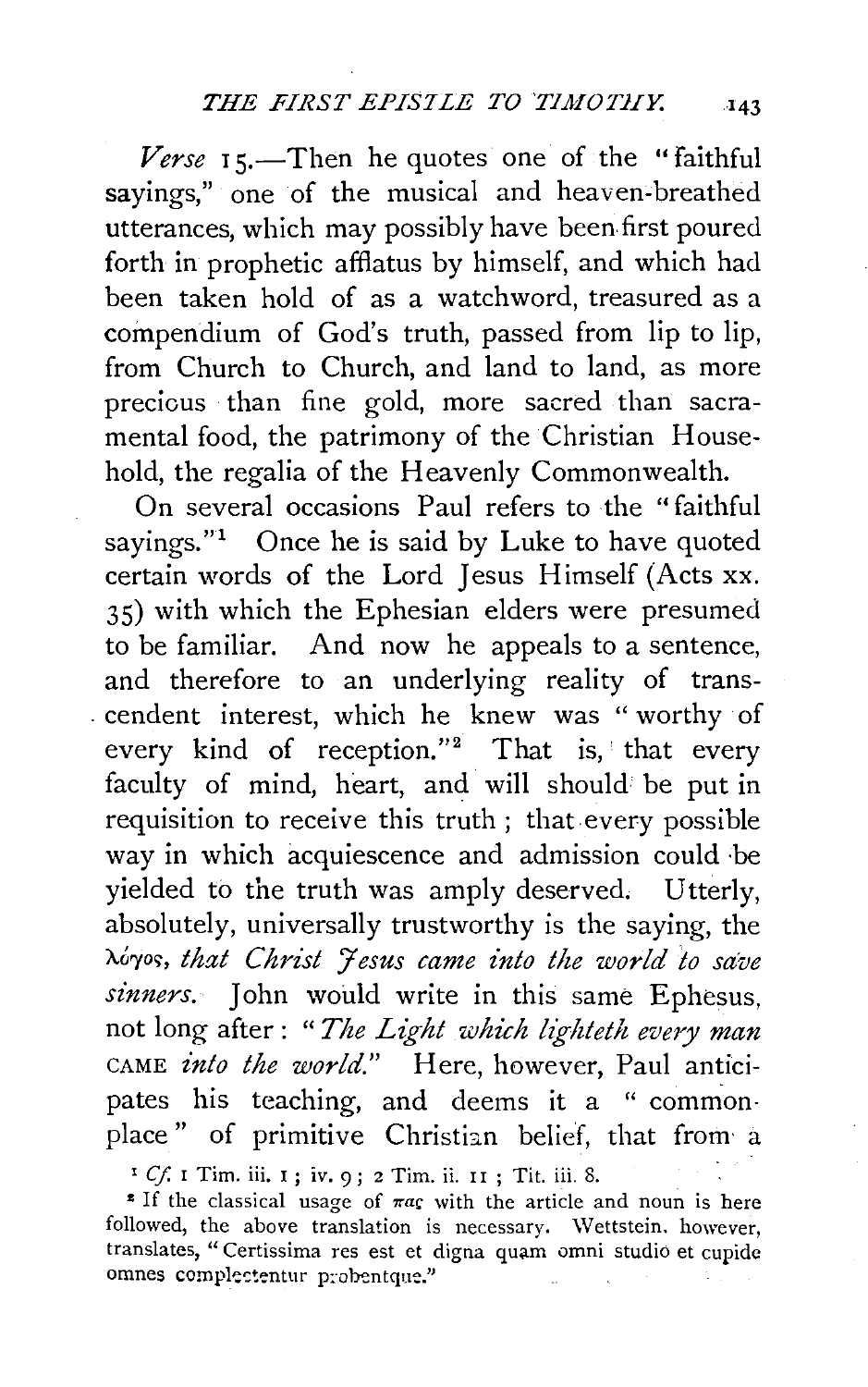*Verse* 15.—Then he quotes one of the "faithful sayings," one of the musical and heaven-breathed utterances, which may possibly have been first poured forth in prophetic afflatus by himself, and which had been taken hold of as a watchword, treasured as a compendium of God's truth, passed from lip to lip, from Church to Church, and land to land, as more precious than fine gold, more sacred than sacramental food, the patrimony of the Christian Household, the regalia of the Heavenly Commonwealth.

On several occasions Paul refers to the "faithful sayings."[1] Once he is said by Luke to have quoted certain words of the Lord Jesus Himself (Acts xx. 35) with which the Ephesian elders were presumed to be familiar. And now he appeals to a sentence, and therefore to an underlying reality of transcendent interest, which he knew was "worthy of every kind of reception."[2] That is, that every faculty of mind, heart, and will should be put in requisition to receive this truth; that every possible way in which acquiescence and admission could be yielded to the truth was amply deserved. Utterly, absolutely, universally trustworthy is the saying, the λόγος, *that Christ Jesus came into the world to save sinners.* John would write in this same Ephesus, not long after: "*The Light which lighteth every man* CAME *into the world.*" Here, however, Paul anticipates his teaching, and deems it a "commonplace" of primitive Christian belief, that from a

[1] *Cf.* 1 Tim. iii. 1; iv. 9; 2 Tim. ii. 11; Tit. iii. 8.

[2] If the classical usage of πας with the article and noun is here followed, the above translation is necessary. Wettstein, however, translates, "Certissima res est et digna quam omni studio et cupide omnes complectentur probentque."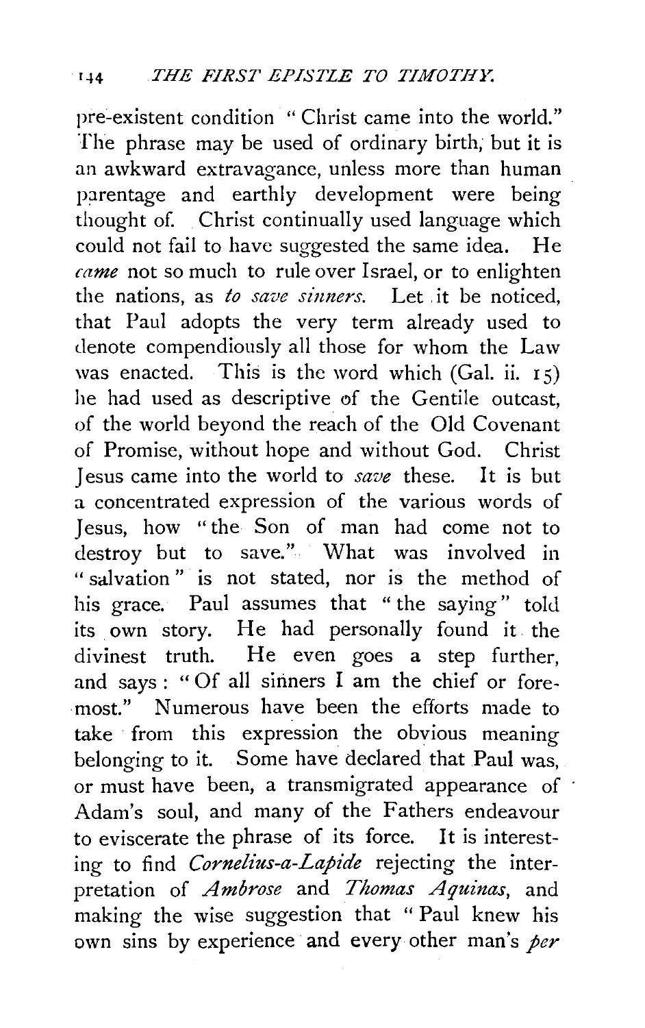pre-existent condition "Christ came into the world." The phrase may be used of ordinary birth, but it is an awkward extravagance, unless more than human parentage and earthly development were being thought of. Christ continually used language which could not fail to have suggested the same idea. He *came* not so much to rule over Israel, or to enlighten the nations, as *to save sinners*. Let it be noticed, that Paul adopts the very term already used to denote compendiously all those for whom the Law was enacted. This is the word which (Gal. ii. 15) he had used as descriptive of the Gentile outcast, of the world beyond the reach of the Old Covenant of Promise, without hope and without God. Christ Jesus came into the world to *save* these. It is but a concentrated expression of the various words of Jesus, how "the Son of man had come not to destroy but to save." What was involved in "salvation" is not stated, nor is the method of his grace. Paul assumes that "the saying" told its own story. He had personally found it the divinest truth. He even goes a step further, and says: "Of all sinners I am the chief or foremost." Numerous have been the efforts made to take from this expression the obvious meaning belonging to it. Some have declared that Paul was, or must have been, a transmigrated appearance of Adam's soul, and many of the Fathers endeavour to eviscerate the phrase of its force. It is interesting to find *Cornelius-a-Lapide* rejecting the interpretation of *Ambrose* and *Thomas Aquinas*, and making the wise suggestion that "Paul knew his own sins by experience and every other man's *per*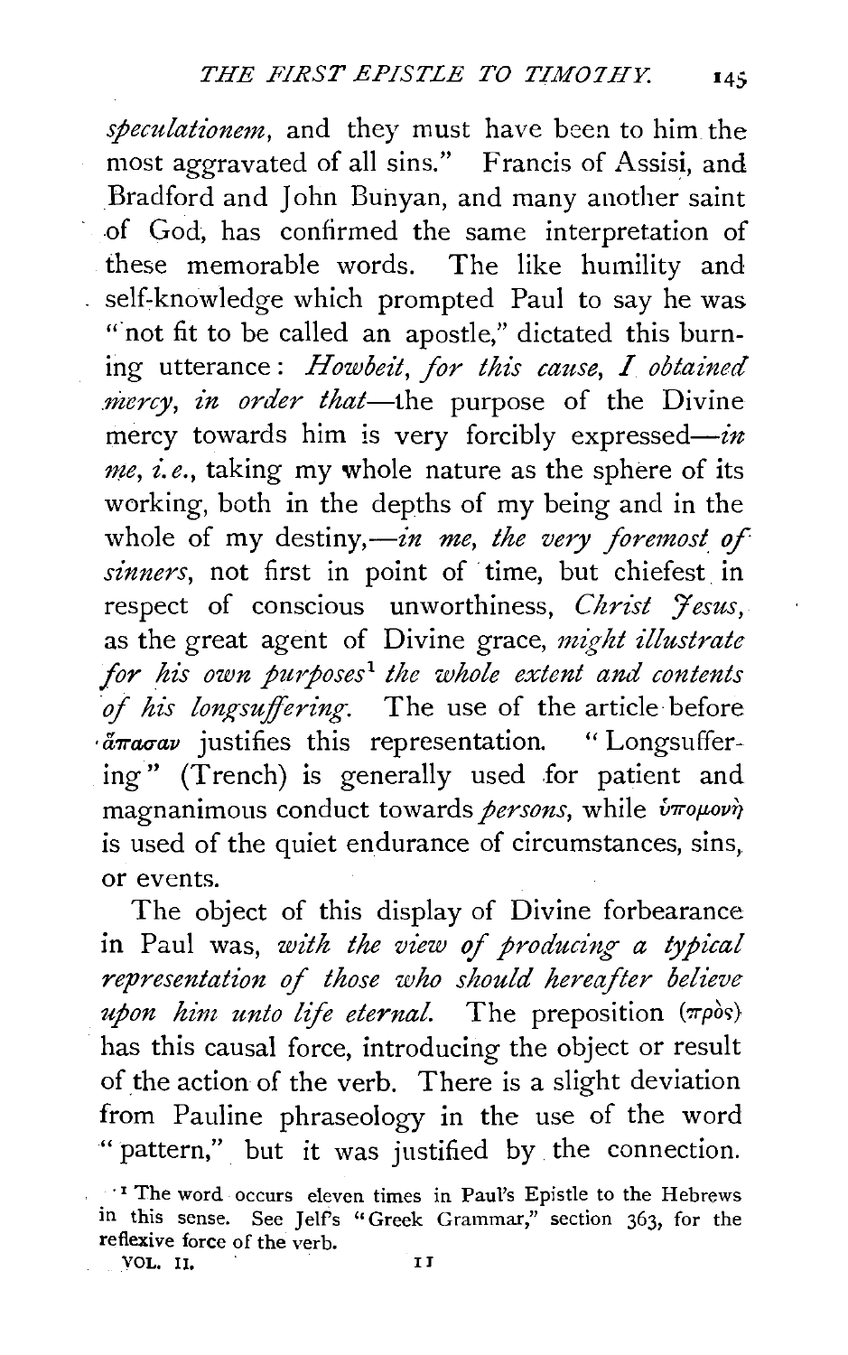*speculationem*, and they must have been to him the most aggravated of all sins." Francis of Assisi, and Bradford and John Bunyan, and many another saint of God, has confirmed the same interpretation of these memorable words. The like humility and self-knowledge which prompted Paul to say he was "not fit to be called an apostle," dictated this burning utterance: *Howbeit, for this cause, I obtained mercy, in order that*—the purpose of the Divine mercy towards him is very forcibly expressed—*in me, i.e.*, taking my whole nature as the sphere of its working, both in the depths of my being and in the whole of my destiny,—*in me, the very foremost of sinners*, not first in point of time, but chiefest in respect of conscious unworthiness, *Christ Jesus*, as the great agent of Divine grace, *might illustrate for his own purposes*[1] *the whole extent and contents of his longsuffering*. The use of the article before ἅπασαν justifies this representation. "Longsuffering" (Trench) is generally used for patient and magnanimous conduct towards *persons*, while ὑπομονὴ is used of the quiet endurance of circumstances, sins, or events.

The object of this display of Divine forbearance in Paul was, *with the view of producing a typical representation of those who should hereafter believe upon him unto life eternal*. The preposition (πρὸς) has this causal force, introducing the object or result of the action of the verb. There is a slight deviation from Pauline phraseology in the use of the word "pattern," but it was justified by the connection.

[1] The word occurs eleven times in Paul's Epistle to the Hebrews in this sense. See Jelf's "Greek Grammar," section 363, for the reflexive force of the verb.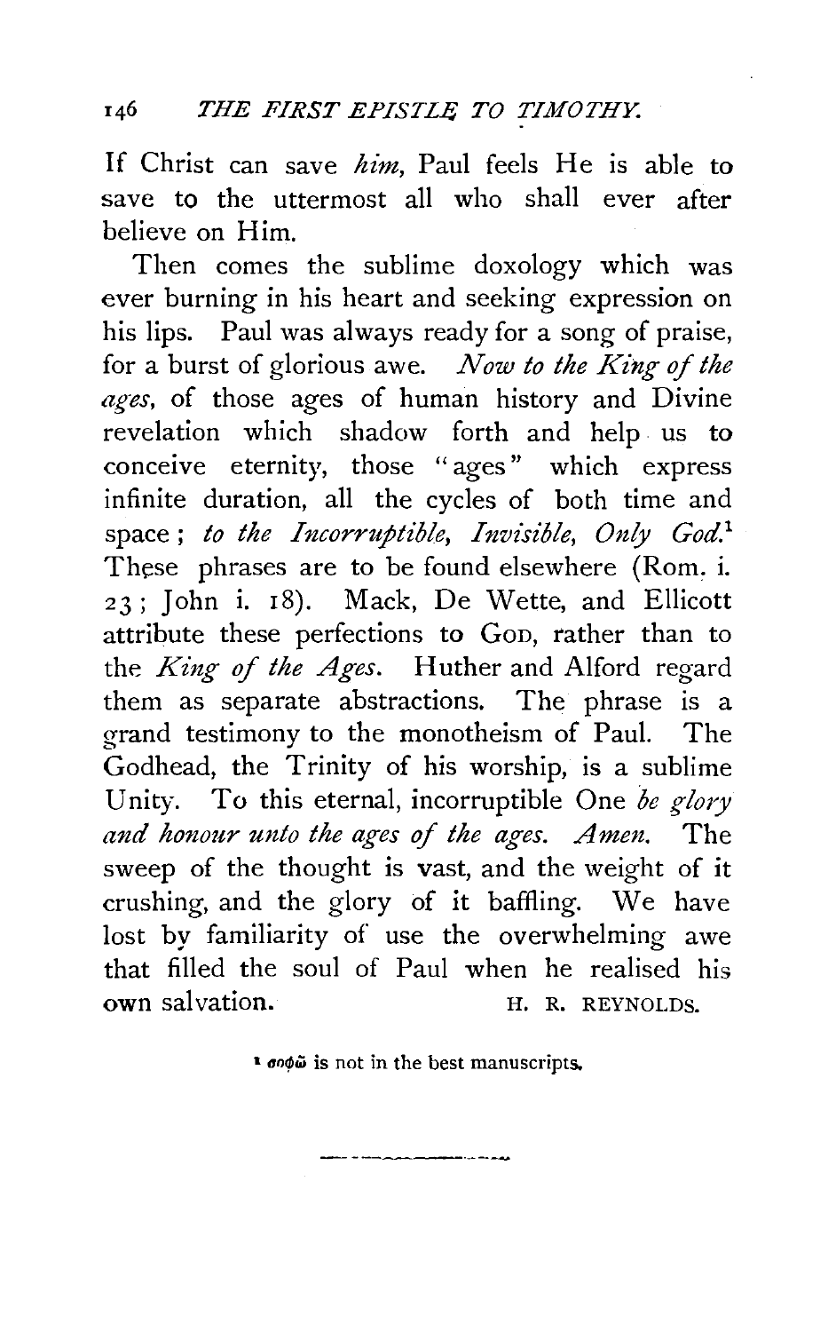If Christ can save *him*, Paul feels He is able to save to the uttermost all who shall ever after believe on Him.

Then comes the sublime doxology which was ever burning in his heart and seeking expression on his lips. Paul was always ready for a song of praise, for a burst of glorious awe. *Now to the King of the ages*, of those ages of human history and Divine revelation which shadow forth and help us to conceive eternity, those "ages" which express infinite duration, all the cycles of both time and space; *to the Incorruptible, Invisible, Only God.*[1] These phrases are to be found elsewhere (Rom. i. 23; John i. 18). Mack, De Wette, and Ellicott attribute these perfections to GOD, rather than to the *King of the Ages*. Huther and Alford regard them as separate abstractions. The phrase is a grand testimony to the monotheism of Paul. The Godhead, the Trinity of his worship, is a sublime Unity. To this eternal, incorruptible One *be glory and honour unto the ages of the ages. Amen.* The sweep of the thought is vast, and the weight of it crushing, and the glory of it baffling. We have lost by familiarity of use the overwhelming awe that filled the soul of Paul when he realised his own salvation.

H. R. REYNOLDS.

[1] σοφῷ is not in the best manuscripts.